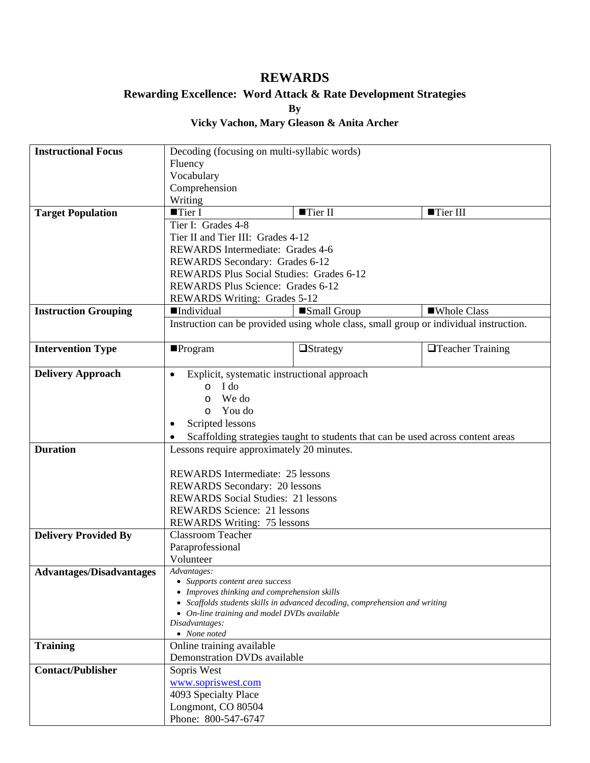# REWARDS

## Rewarding Excellence: Word Attack & Rate Development Strategies

**By**

**Vicky Vachon, Mary Gleason & Anita Archer**

| | | | |
|---|---|---|---|
| **Instructional Focus** | Decoding (focusing on multi-syllabic words)<br>Fluency<br>Vocabulary<br>Comprehension<br>Writing | | |
| **Target Population** | ■Tier I | ■Tier II | ■Tier III |
| | Tier I: Grades 4-8<br>Tier II and Tier III: Grades 4-12<br>REWARDS Intermediate: Grades 4-6<br>REWARDS Secondary: Grades 6-12<br>REWARDS Plus Social Studies: Grades 6-12<br>REWARDS Plus Science: Grades 6-12<br>REWARDS Writing: Grades 5-12 | | |
| **Instruction Grouping** | ■Individual | ■Small Group | ■Whole Class |
| | Instruction can be provided using whole class, small group or individual instruction. | | |
| **Intervention Type** | ■Program | ❑Strategy | ❑Teacher Training |
| **Delivery Approach** | • Explicit, systematic instructional approach<br>&nbsp;&nbsp;&nbsp;&nbsp;o I do<br>&nbsp;&nbsp;&nbsp;&nbsp;o We do<br>&nbsp;&nbsp;&nbsp;&nbsp;o You do<br>• Scripted lessons<br>• Scaffolding strategies taught to students that can be used across content areas | | |
| **Duration** | Lessons require approximately 20 minutes.<br><br>REWARDS Intermediate: 25 lessons<br>REWARDS Secondary: 20 lessons<br>REWARDS Social Studies: 21 lessons<br>REWARDS Science: 21 lessons<br>REWARDS Writing: 75 lessons | | |
| **Delivery Provided By** | Classroom Teacher<br>Paraprofessional<br>Volunteer | | |
| **Advantages/Disadvantages** | *Advantages:*<br>• *Supports content area success*<br>• *Improves thinking and comprehension skills*<br>• *Scaffolds students skills in advanced decoding, comprehension and writing*<br>• *On-line training and model DVDs available*<br>*Disadvantages:*<br>• *None noted* | | |
| **Training** | Online training available<br>Demonstration DVDs available | | |
| **Contact/Publisher** | Sopris West<br>www.sopriswest.com<br>4093 Specialty Place<br>Longmont, CO 80504<br>Phone: 800-547-6747 | | |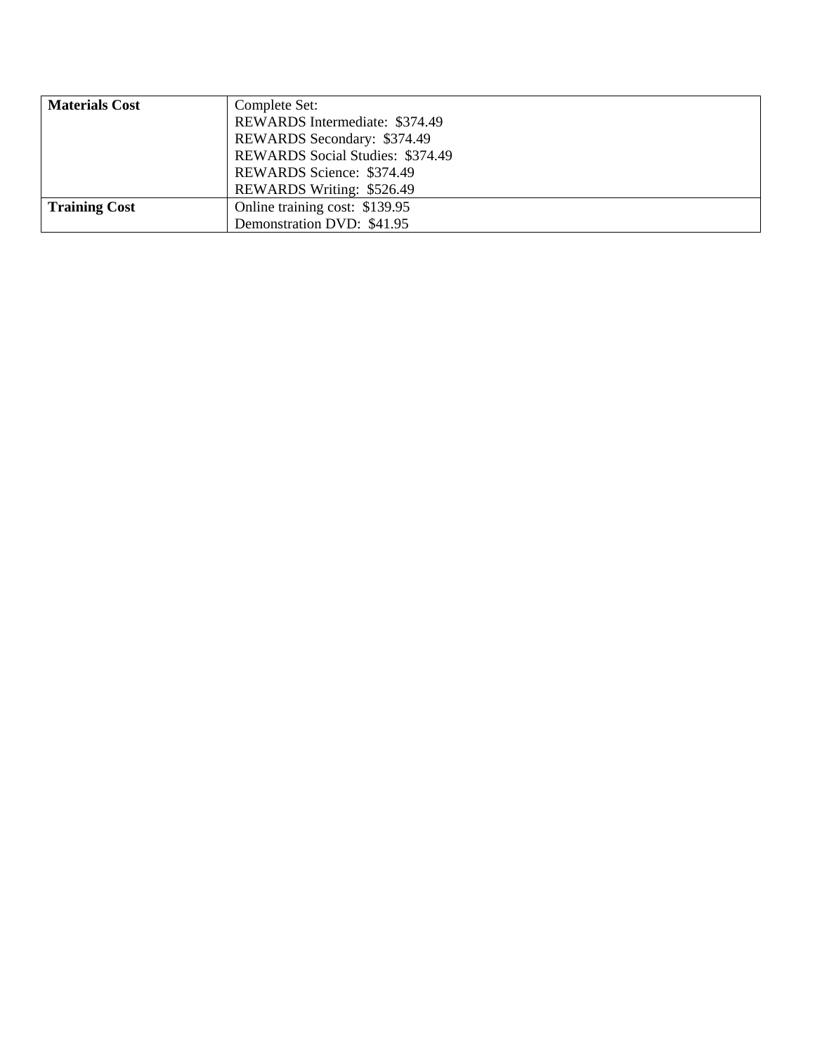| | |
|---|---|
| **Materials Cost** | Complete Set:<br>REWARDS Intermediate: $374.49<br>REWARDS Secondary: $374.49<br>REWARDS Social Studies: $374.49<br>REWARDS Science: $374.49<br>REWARDS Writing: $526.49 |
| **Training Cost** | Online training cost: $139.95<br>Demonstration DVD: $41.95 |